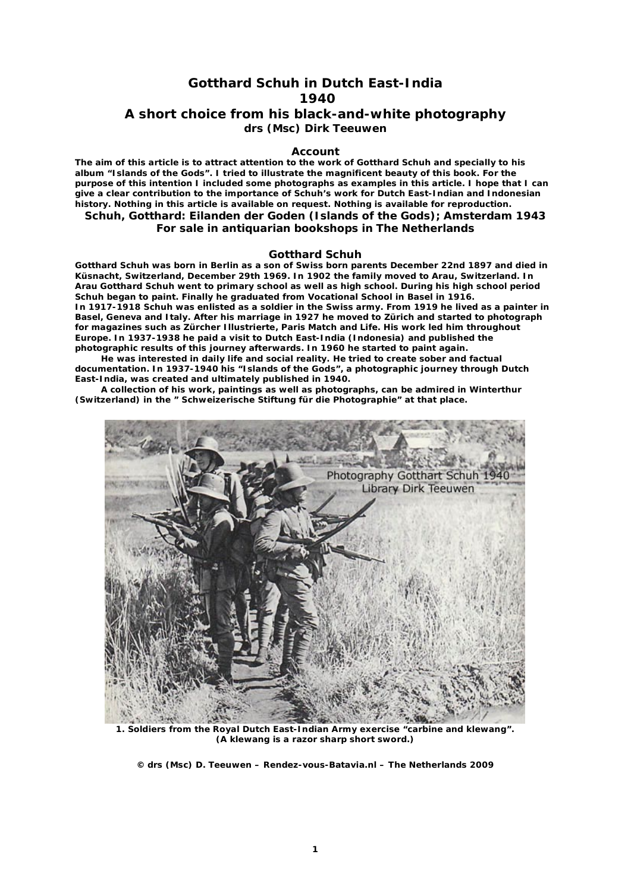# Gotthard Schuh in Dutch East-India
# 1940
# A short choice from his black-and-white photography
### drs (Msc) Dirk Teeuwen

## Account

**The aim of this article is to attract attention to the work of Gotthard Schuh and specially to his album "Islands of the Gods". I tried to illustrate the magnificent beauty of this book. For the purpose of this intention I included some photographs as examples in this article. I hope that I can give a clear contribution to the importance of Schuh's work for Dutch East-Indian and Indonesian history. Nothing in this article is available on request. Nothing is available for reproduction.**

**Schuh, Gotthard: Eilanden der Goden (Islands of the Gods); Amsterdam 1943**
**For sale in antiquarian bookshops in The Netherlands**

## Gotthard Schuh

**Gotthard Schuh was born in Berlin as a son of Swiss born parents December 22nd 1897 and died in Küsnacht, Switzerland, December 29th 1969. In 1902 the family moved to Arau, Switzerland. In Arau Gotthard Schuh went to primary school as well as high school. During his high school period Schuh began to paint. Finally he graduated from Vocational School in Basel in 1916.**
**In 1917-1918 Schuh was enlisted as a soldier in the Swiss army. From 1919 he lived as a painter in Basel, Geneva and Italy. After his marriage in 1927 he moved to Zürich and started to photograph for magazines such as Zürcher Illustrierte, Paris Match and Life. His work led him throughout Europe. In 1937-1938 he paid a visit to Dutch East-India (Indonesia) and published the photographic results of this journey afterwards. In 1960 he started to paint again.**

**He was interested in daily life and social reality. He tried to create sober and factual documentation. In 1937-1940 his "Islands of the Gods", a photographic journey through Dutch East-India, was created and ultimately published in 1940.**

**A collection of his work, paintings as well as photographs, can be admired in Winterthur (Switzerland) in the " Schweizerische Stiftung für die Photographie" at that place.**

Photography Gotthart Schuh 1940
Library Dirk Teeuwen

**1. Soldiers from the Royal Dutch East-Indian Army exercise "carbine and klewang". (A klewang is a razor sharp short sword.)**

**© drs (Msc) D. Teeuwen – Rendez-vous-Batavia.nl – The Netherlands 2009**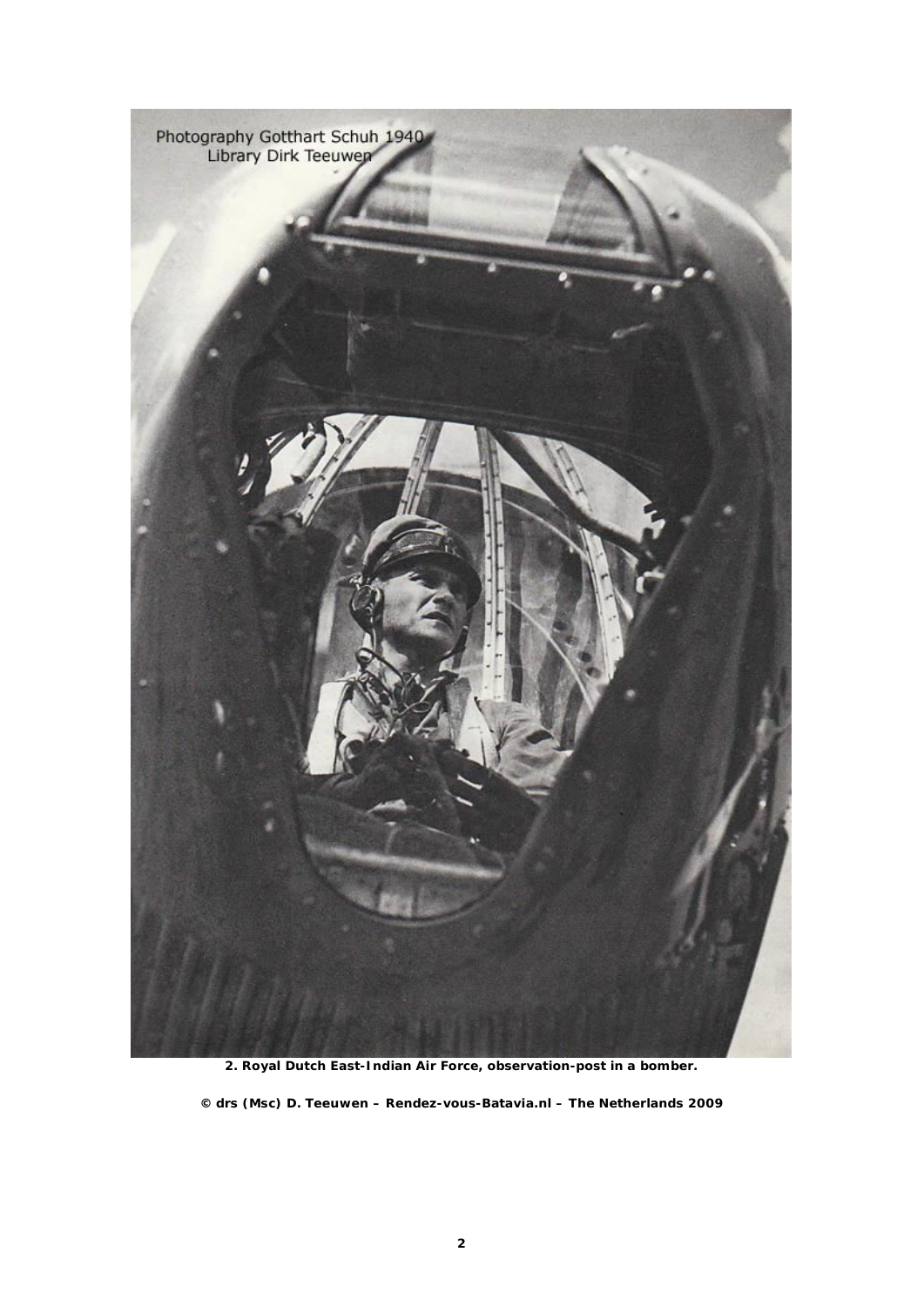Photography Gotthart Schuh 1940
Library Dirk Teeuwen

**2. Royal Dutch East-Indian Air Force, observation-post in a bomber.**

**© drs (Msc) D. Teeuwen – Rendez-vous-Batavia.nl – The Netherlands 2009**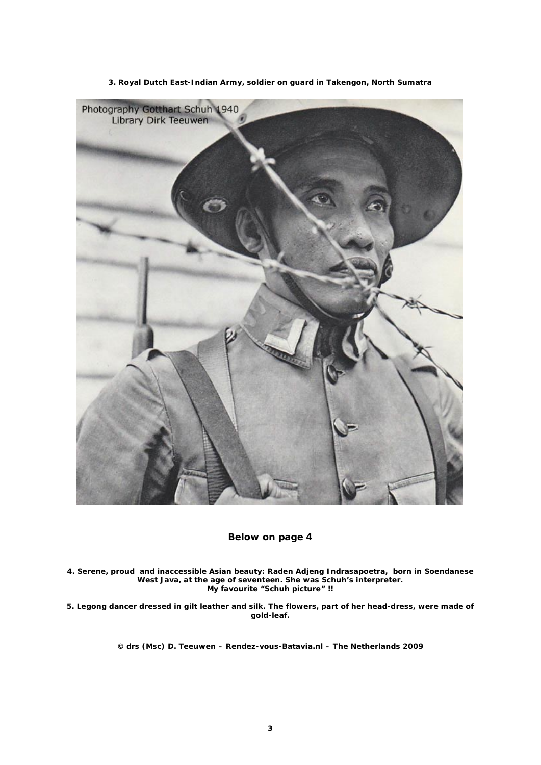**3. Royal Dutch East-Indian Army, soldier on guard in Takengon, North Sumatra**

## Below on page 4

**4. Serene, proud and inaccessible Asian beauty: Raden Adjeng Indrasapoetra, born in Soendanese West Java, at the age of seventeen. She was Schuh's interpreter. My favourite "Schuh picture" !!**

**5. Legong dancer dressed in gilt leather and silk. The flowers, part of her head-dress, were made of gold-leaf.**

**© drs (Msc) D. Teeuwen – Rendez-vous-Batavia.nl – The Netherlands 2009**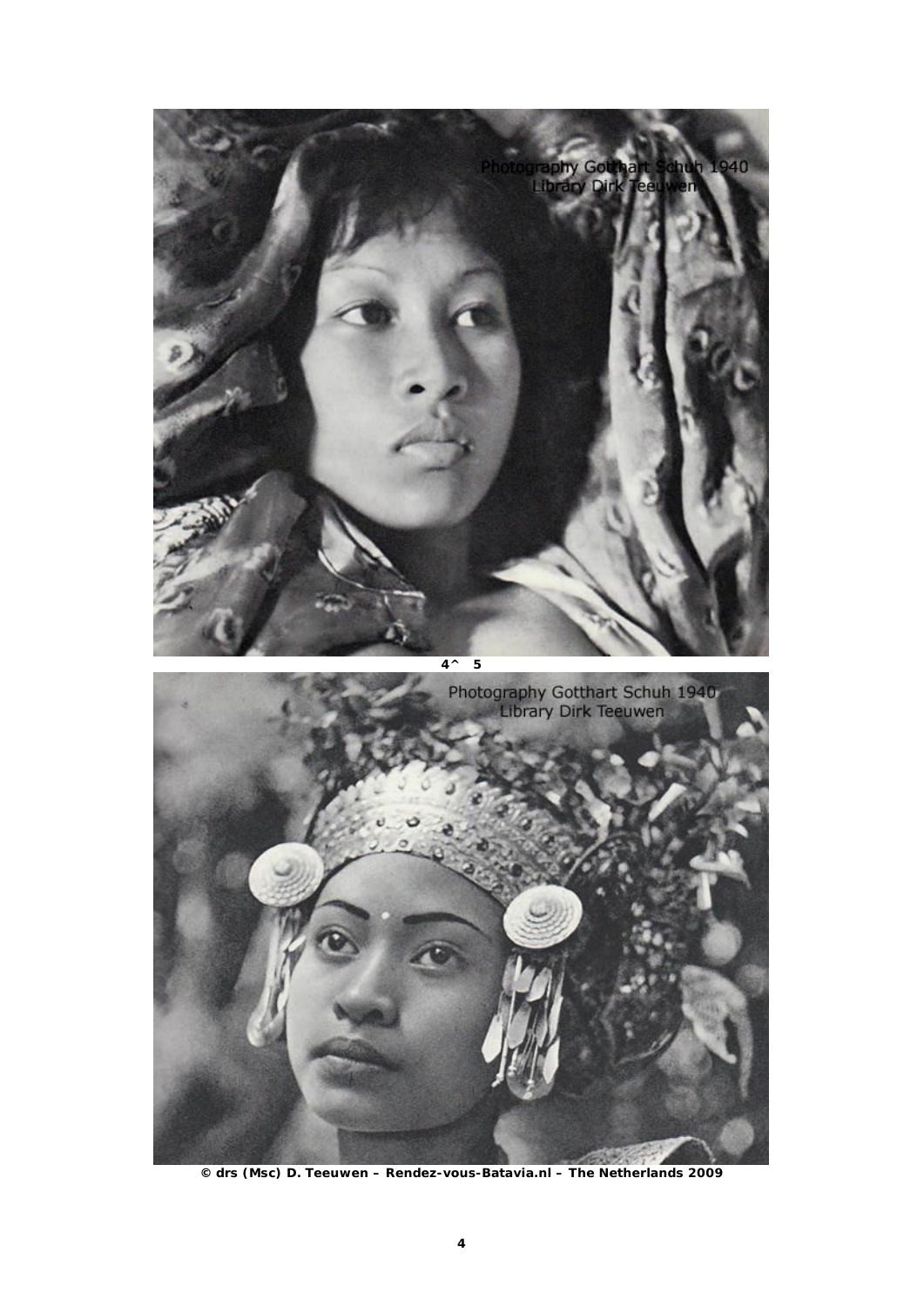Photography Gotthart Schuh 1940
Library Dirk Teeuwen

4^ 5

Photography Gotthart Schuh 1940
Library Dirk Teeuwen

**© drs (Msc) D. Teeuwen – Rendez-vous-Batavia.nl – The Netherlands 2009**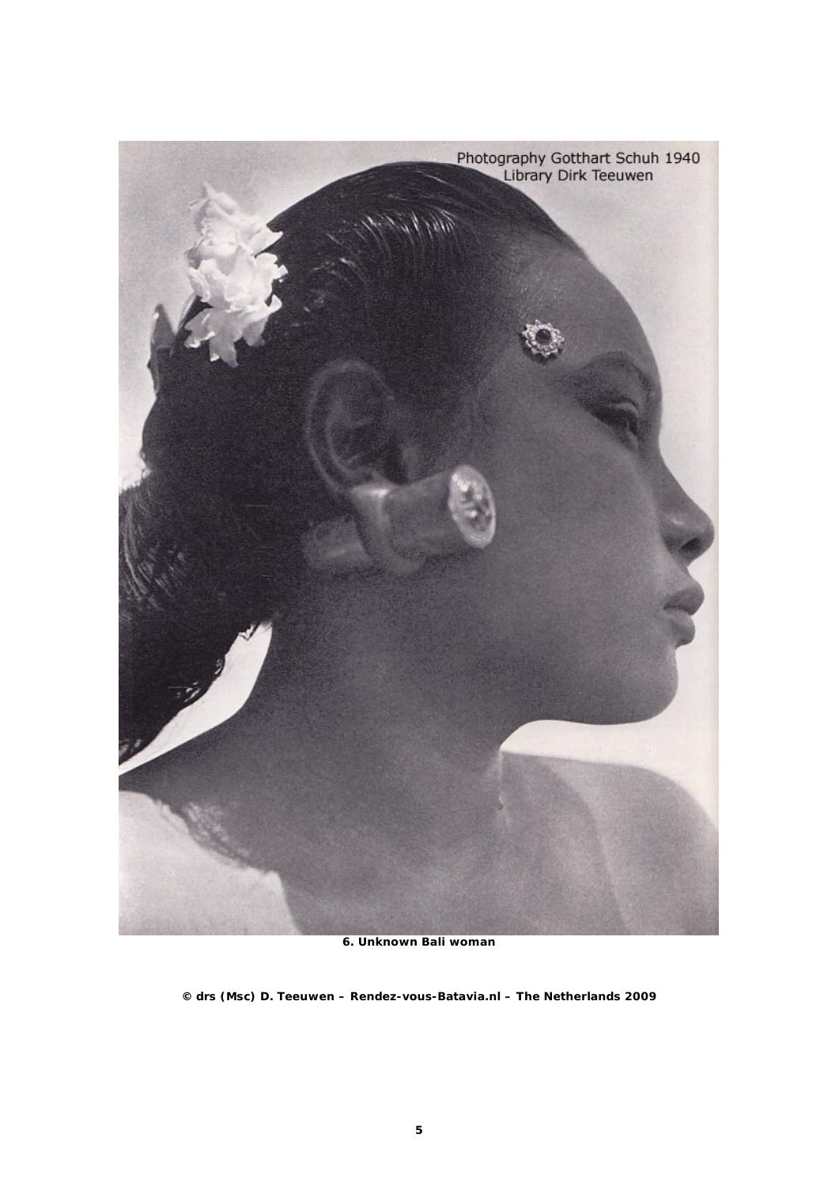Photography Gotthart Schuh 1940
Library Dirk Teeuwen

**6. Unknown Bali woman**

**© drs (Msc) D. Teeuwen – Rendez-vous-Batavia.nl – The Netherlands 2009**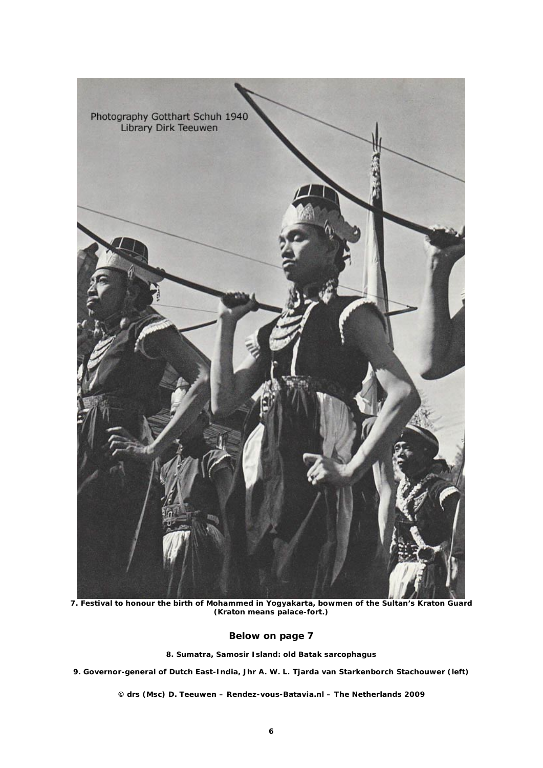Photography Gotthart Schuh 1940
Library Dirk Teeuwen

**7. Festival to honour the birth of Mohammed in Yogyakarta, bowmen of the Sultan's Kraton Guard (Kraton means palace-fort.)**

## Below on page 7

**8. Sumatra, Samosir Island: old Batak sarcophagus**

**9. Governor-general of Dutch East-India, Jhr A. W. L. Tjarda van Starkenborch Stachouwer (left)**

**© drs (Msc) D. Teeuwen – Rendez-vous-Batavia.nl – The Netherlands 2009**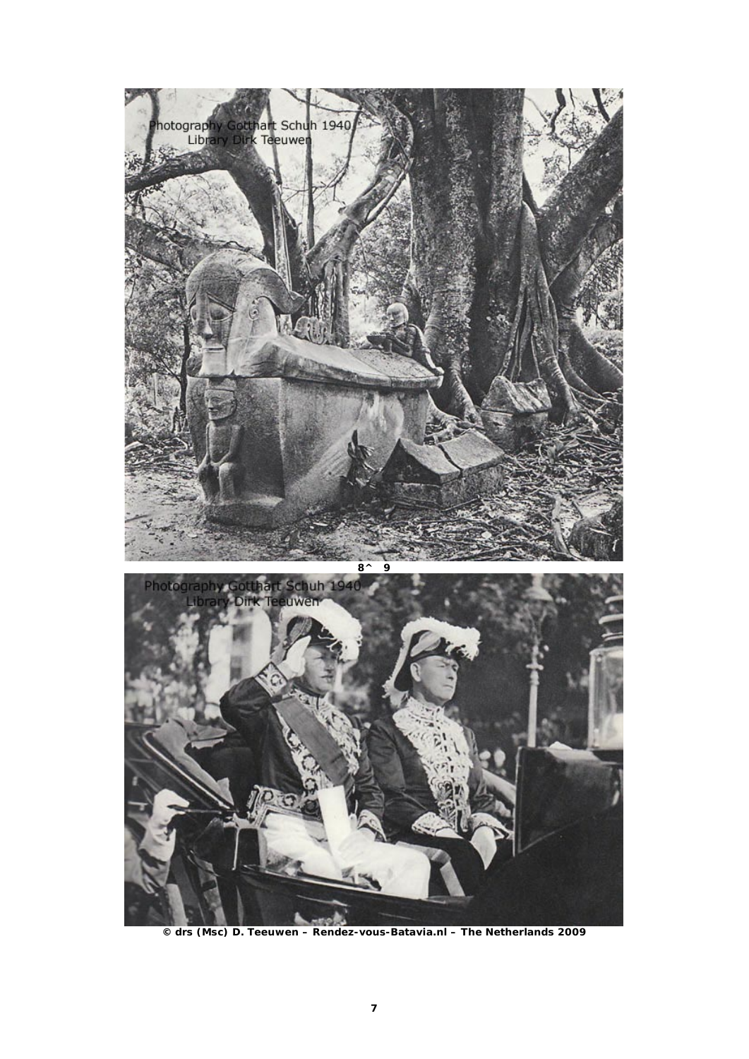8^ 9

© drs (Msc) D. Teeuwen – Rendez-vous-Batavia.nl – The Netherlands 2009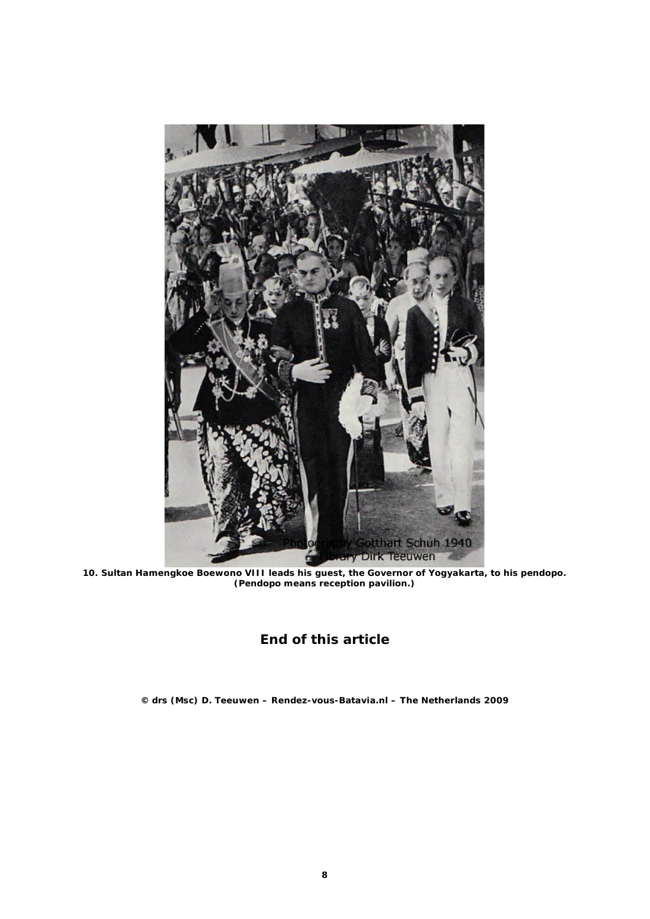Photography Gotthart Schuh 1940
Library Dirk Teeuwen

**10. Sultan Hamengkoe Boewono VIII leads his guest, the Governor of Yogyakarta, to his pendopo. (Pendopo means reception pavilion.)**

## End of this article

**© drs (Msc) D. Teeuwen – Rendez-vous-Batavia.nl – The Netherlands 2009**